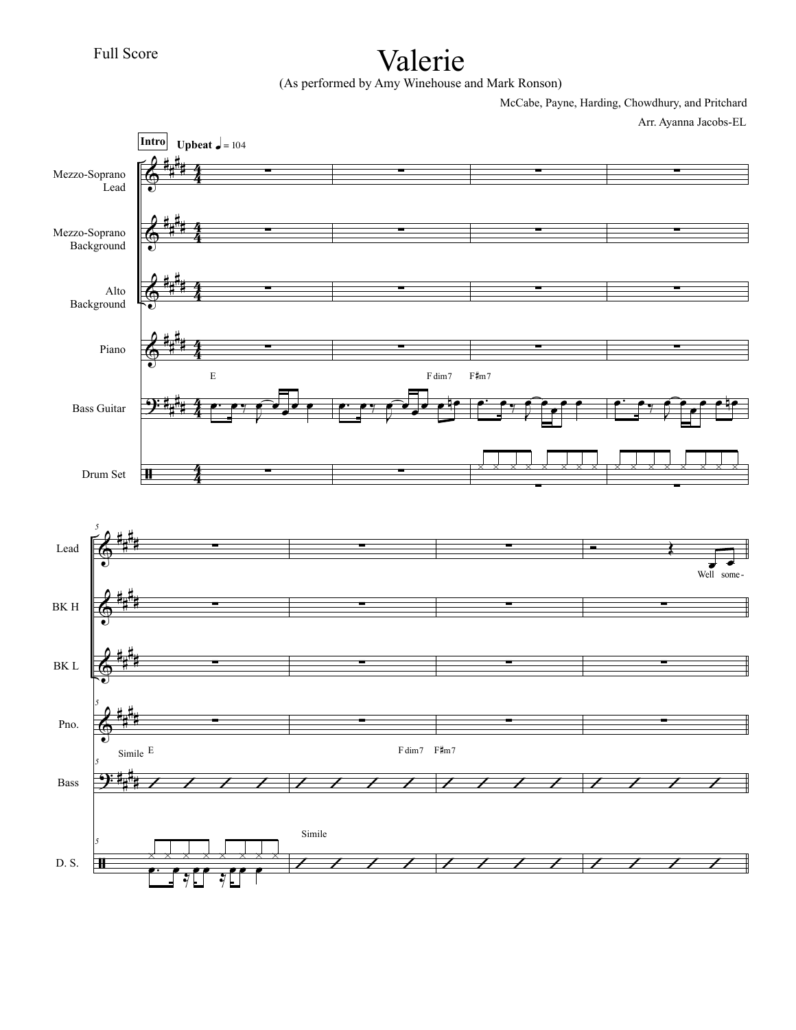Full Score

# Valerie

(As performed by Amy Winehouse and Mark Ronson)

McCabe, Payne, Harding, Chowdhury, and Pritchard

Arr. Ayanna Jacobs-EL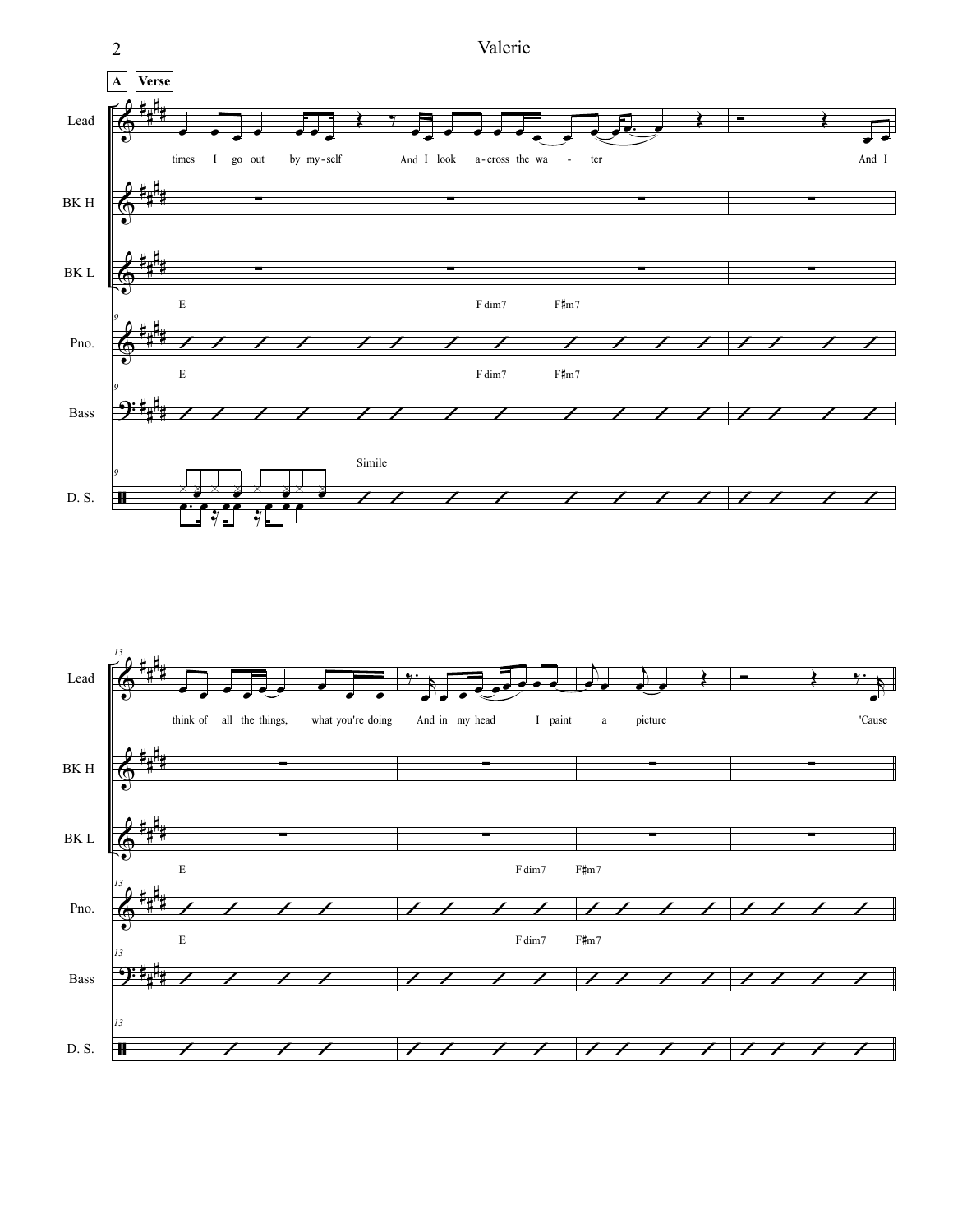**A** **Verse**

Lead: times I go out by my-self / And I look a-cross the wa - ter / And I

E / F dim7 / F♯m7

Simile

Lead: think of all the things, what you're doing / And in my head I paint a picture / 'Cause

E / F dim7 / F♯m7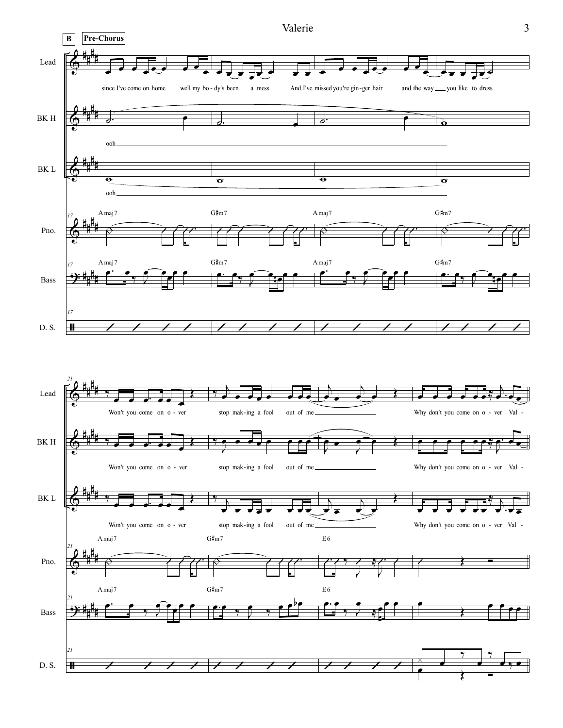**B** **Pre-Chorus**

Lead / BK H / BK L / Pno. / Bass / D. S.

since I've come on home well my bo - dy's been a mess And I've missed you're gin - ger hair and the way ___ you like to dress

ooh

ooh

17 Amaj7 G♯m7 Amaj7 G♯m7

Won't you come on o - ver stop mak - ing a fool out of me ___ Why don't you come on o - ver Val -

Won't you come on o - ver stop mak - ing a fool out of me ___ Why don't you come on o - ver Val -

Won't you come on o - ver stop mak - ing a fool out of me ___ Why don't you come on o - ver Val -

21 Amaj7 G♯m7 E6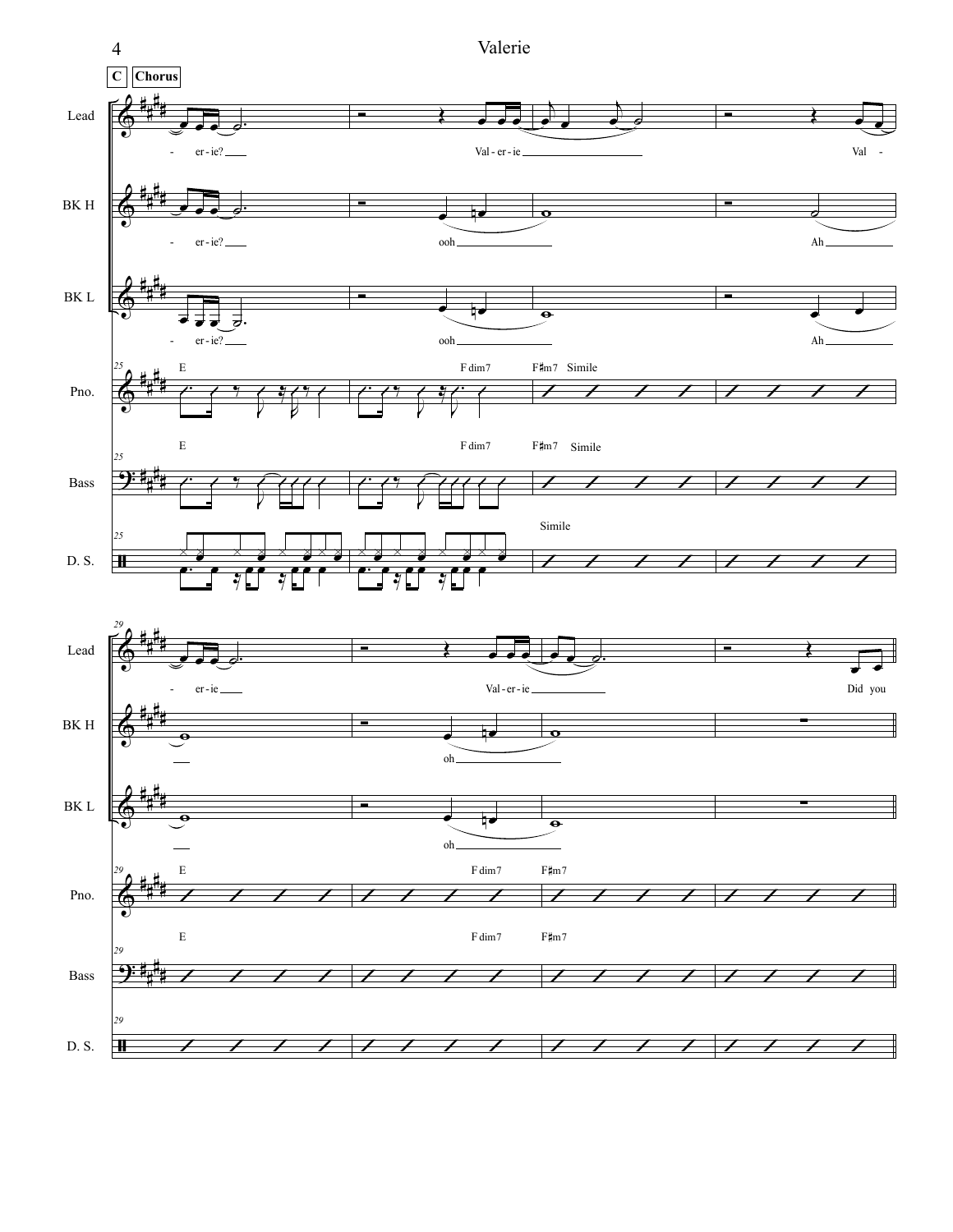**C** **Chorus**

Lead: - er - ie? Val - er - ie Val - er - ie Did you

BK H: - er - ie? ooh Ah oh

BK L: - er - ie? ooh Ah oh

Pno.: E F dim7 F♯m7 Simile

Bass: E F dim7 F♯m7 Simile

D. S.: Simile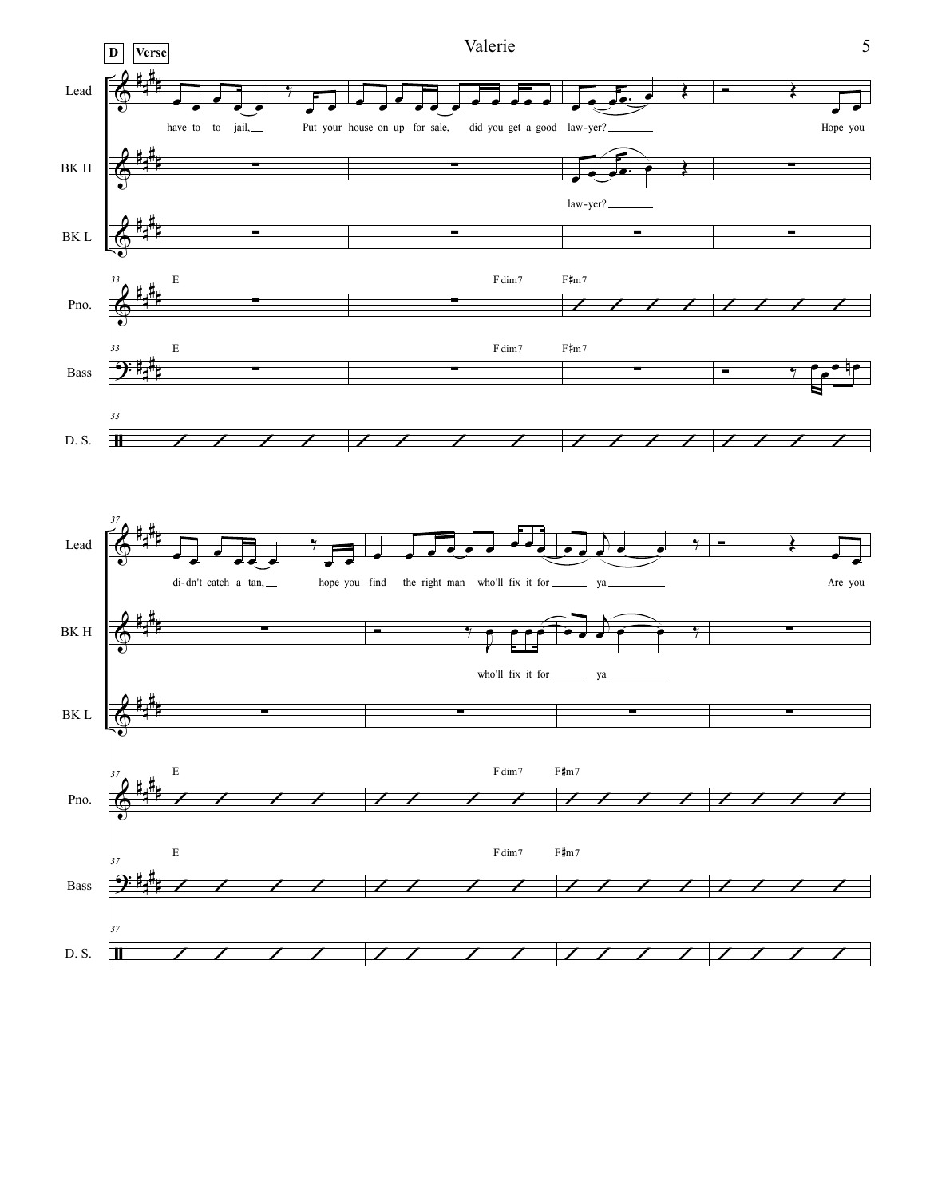**D** **Verse**

Lead: have to to jail, Put your house on up for sale, did you get a good law-yer? Hope you

BK H: law-yer?

33 — E | F dim7 F♯m7

Lead: di-dn't catch a tan, hope you find the right man who'll fix it for ya Are you

BK H: who'll fix it for ya

37 — E | F dim7 F♯m7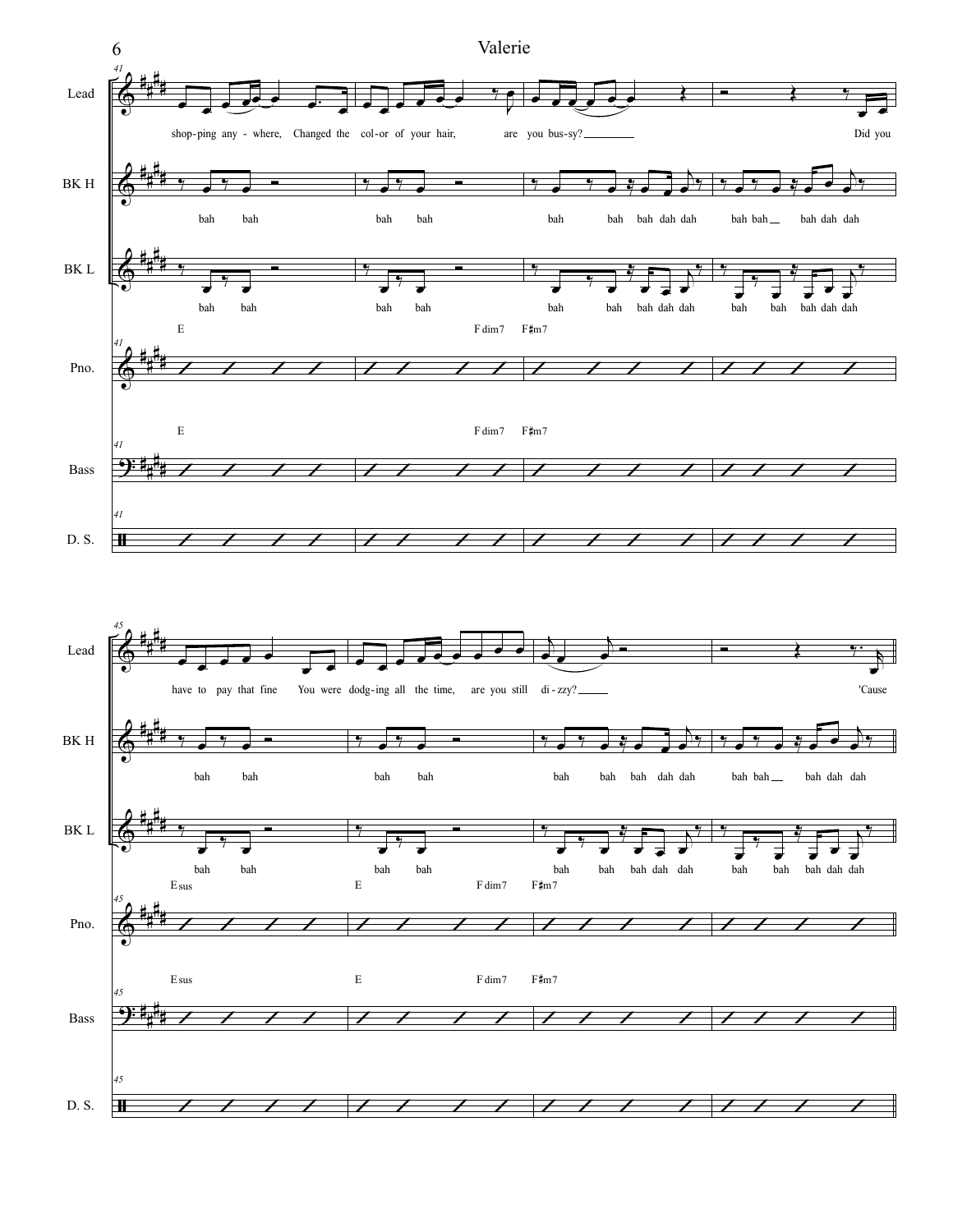**Measures 41–44**

Lead: shop-ping any - where, Changed the col-or of your hair, are you bus-sy? Did you

BK H: bah bah bah bah bah bah bah dah dah bah bah bah dah dah

BK L: bah bah bah bah bah bah bah dah dah bah bah bah dah dah

Pno.: E F dim7 F♯m7

Bass: E F dim7 F♯m7

D. S.

**Measures 45–48**

Lead: have to pay that fine You were dodg-ing all the time, are you still di - zzy? 'Cause

BK H: bah bah bah bah bah bah bah dah dah bah bah bah dah dah

BK L: bah bah bah bah bah bah bah dah dah bah bah bah dah dah

Pno.: E sus E F dim7 F♯m7

Bass: E sus E F dim7 F♯m7

D. S.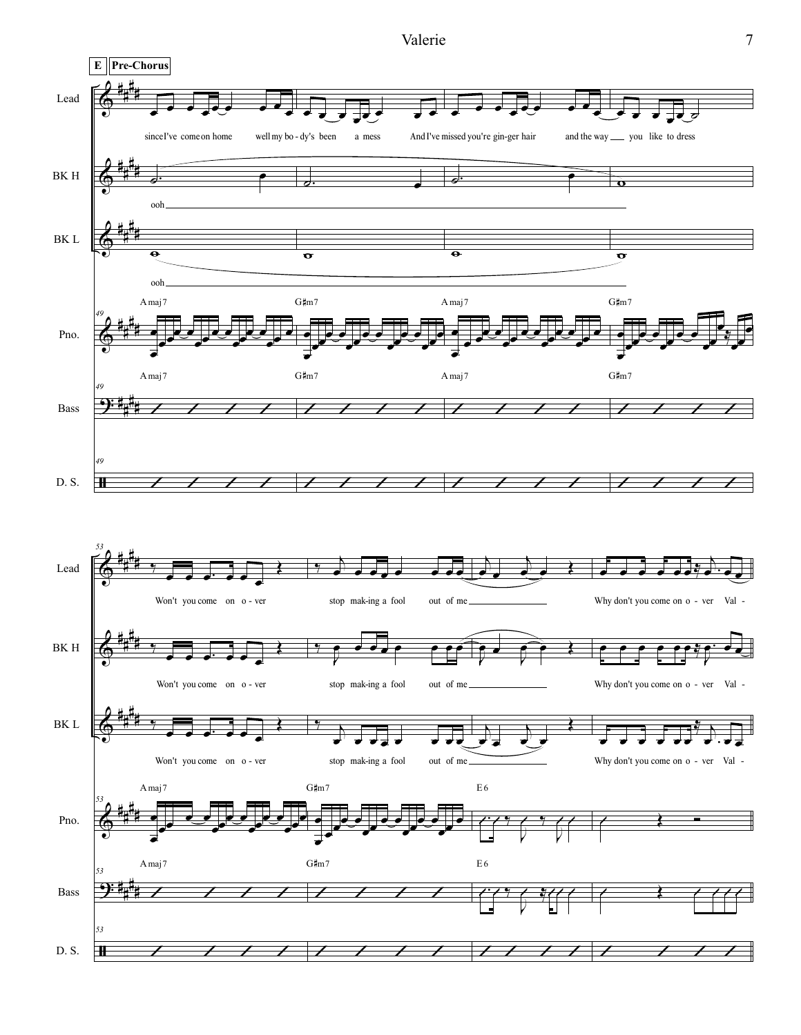**E** **Pre-Chorus**

Lead:
since I've come on home well my bo - dy's been a mess And I've missed you're gin-ger hair and the way you like to dress

BK H:
ooh

BK L:
ooh

Pno. / Bass: A maj7 | G♯m7 | A maj7 | G♯m7

Lead:
Won't you come on o - ver stop mak-ing a fool out of me Why don't you come on o - ver Val -

BK H:
Won't you come on o - ver stop mak-ing a fool out of me Why don't you come on o - ver Val -

BK L:
Won't you come on o - ver stop mak-ing a fool out of me Why don't you come on o - ver Val -

Pno. / Bass: A maj7 | G♯m7 | E 6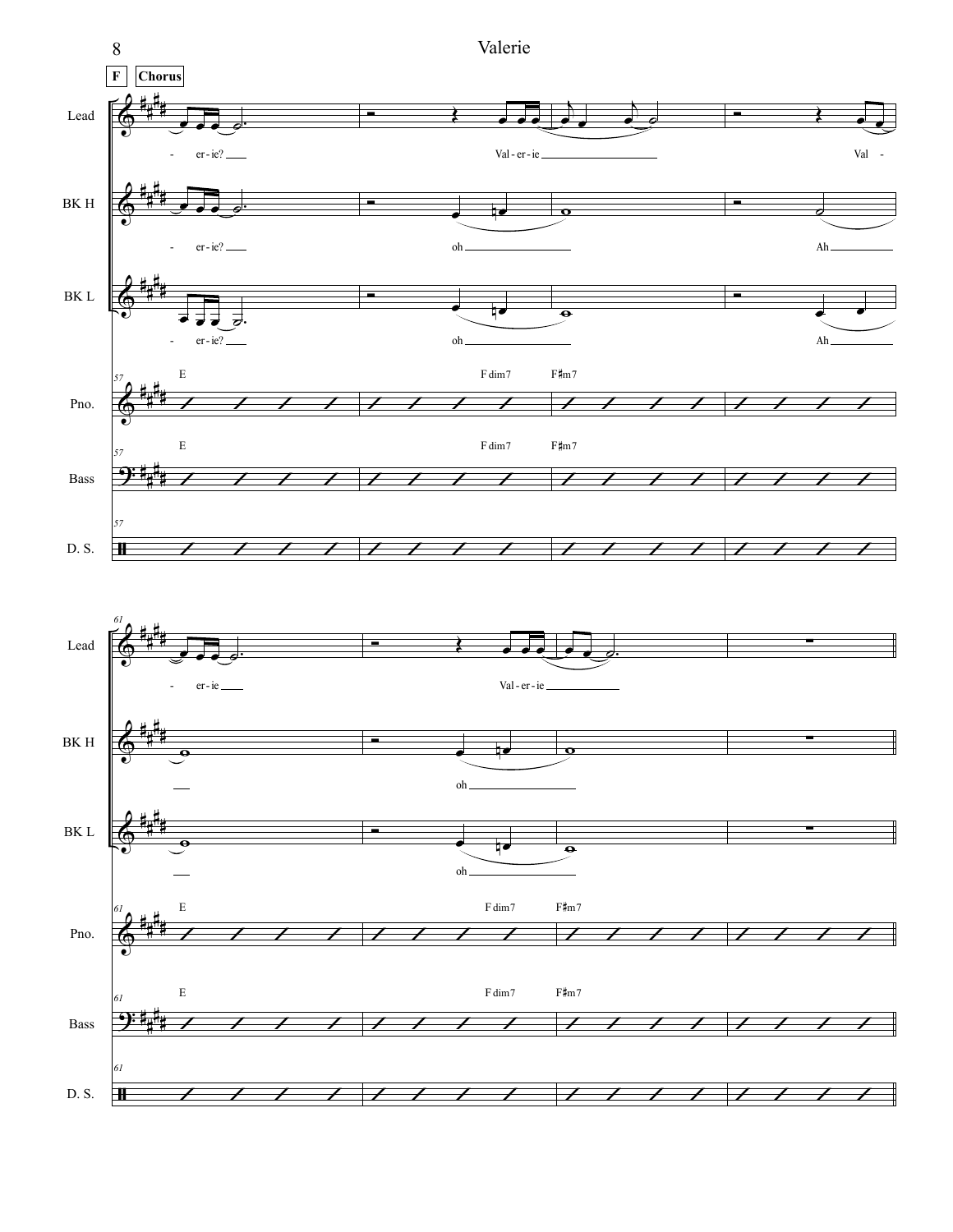**F** **Chorus**

Lead: - er - ie? Val - er - ie Val -

BK H: - er - ie? oh Ah

BK L: - er - ie? oh Ah

57 E F dim7 F♯m7

Pno.

Bass

D. S.

61

Lead: - er - ie Val - er - ie

BK H: oh

BK L: oh

61 E F dim7 F♯m7

Pno.

Bass

D. S.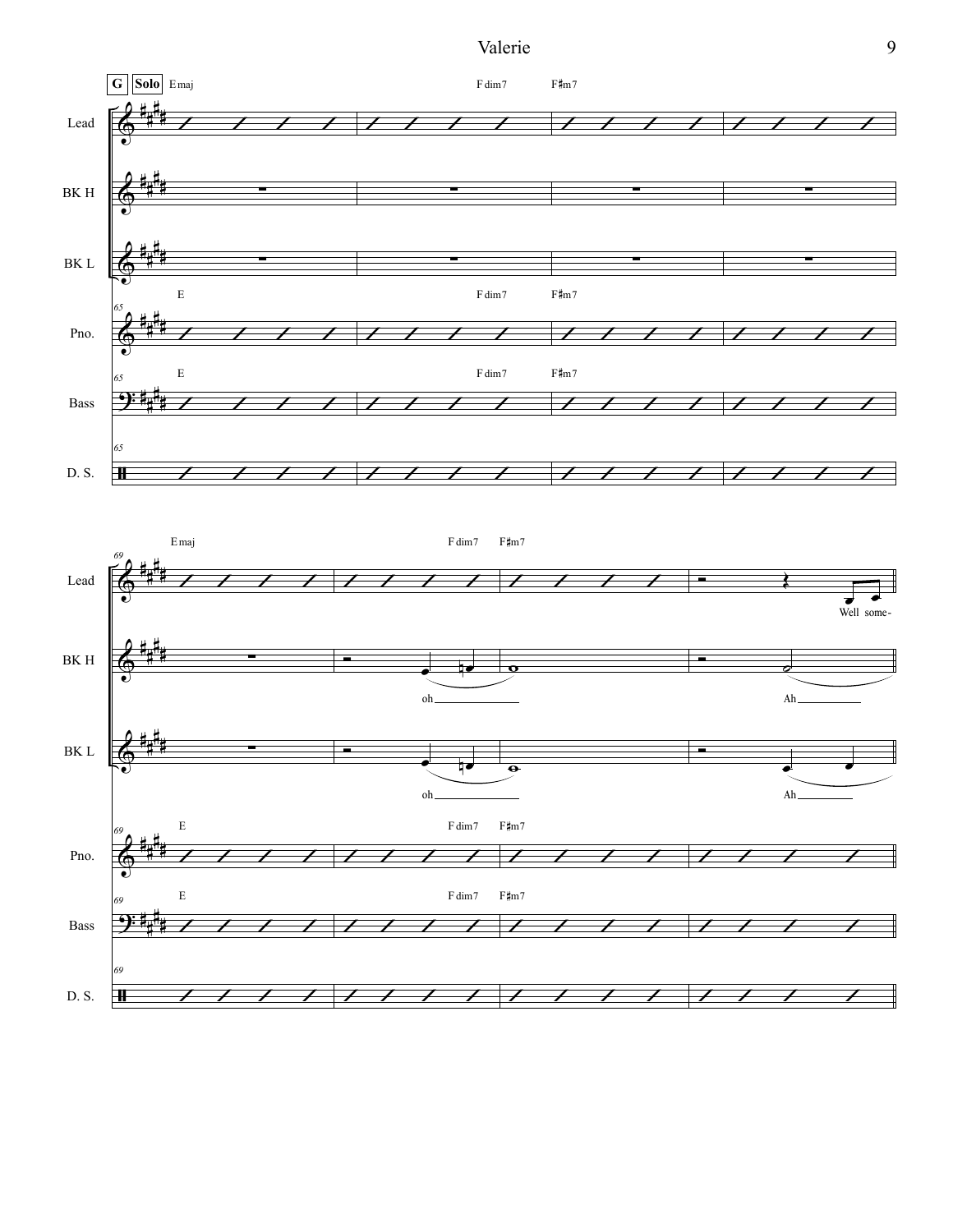**G** **Solo**

Emaj | | Fdim7 F♯m7 | |

Emaj | | Fdim7 F♯m7 | |

Lead: Well some-

BK H: oh Ah

BK L: oh Ah

Lead · BK H · BK L · Pno. · Bass · D. S.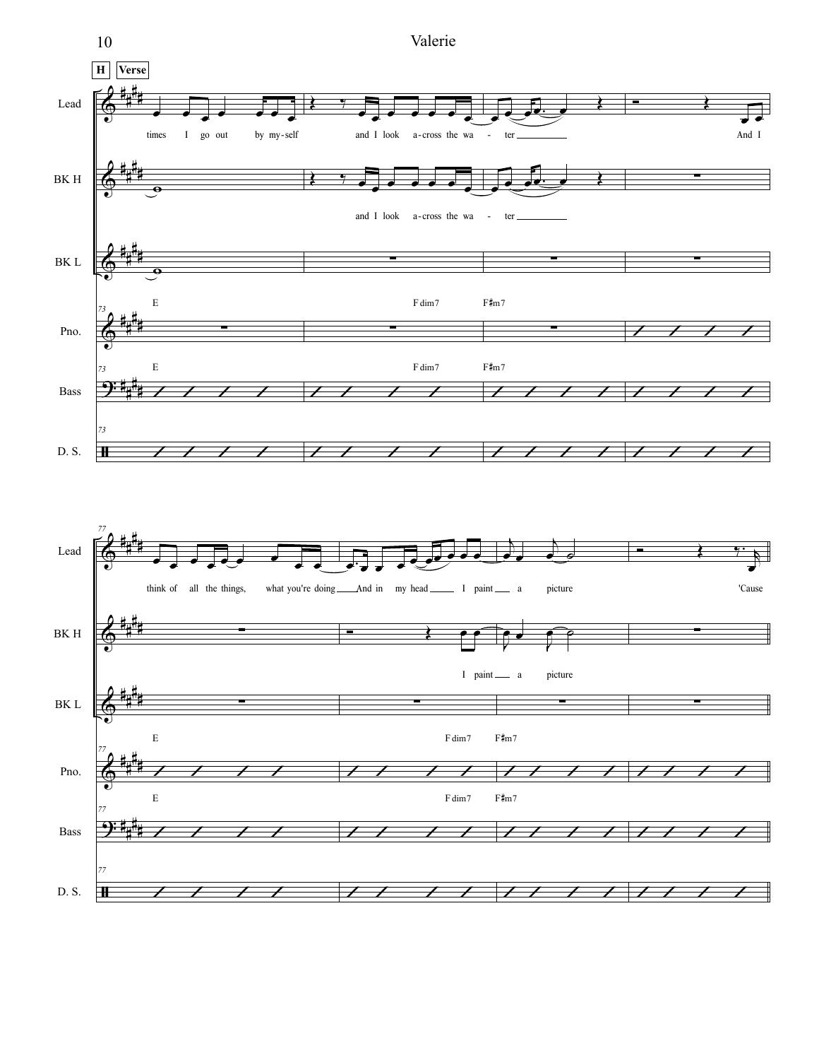**H** **Verse**

Lead: times I go out by my-self and I look a-cross the wa - ter And I

BK H: and I look a-cross the wa - ter

E Fdim7 F♯m7

Lead: think of all the things, what you're doing And in my head I paint a picture 'Cause

BK H: I paint a picture

E Fdim7 F♯m7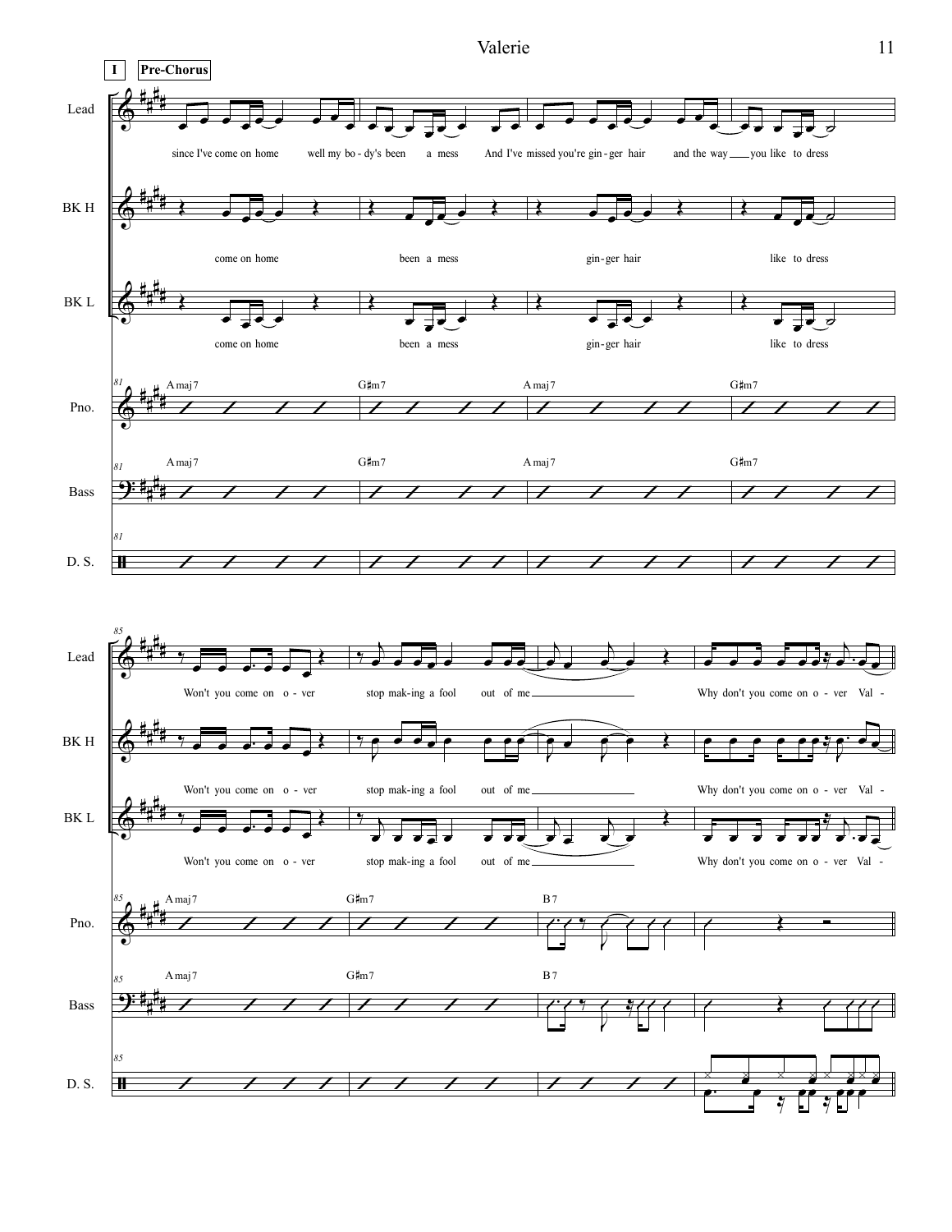**I** **Pre-Chorus**

Lead: since I've come on home well my bo - dy's been a mess And I've missed you're gin - ger hair and the way you like to dress

BK H: come on home been a mess gin - ger hair like to dress

BK L: come on home been a mess gin - ger hair like to dress

Pno. (81): Amaj7 | G♯m7 | Amaj7 | G♯m7

Bass (81): Amaj7 | G♯m7 | Amaj7 | G♯m7

D. S. (81)

Lead (85): Won't you come on o - ver stop mak - ing a fool out of me Why don't you come on o - ver Val -

BK H: Won't you come on o - ver stop mak - ing a fool out of me Why don't you come on o - ver Val -

BK L: Won't you come on o - ver stop mak - ing a fool out of me Why don't you come on o - ver Val -

Pno. (85): Amaj7 | G♯m7 | B7

Bass (85): Amaj7 | G♯m7 | B7

D. S. (85)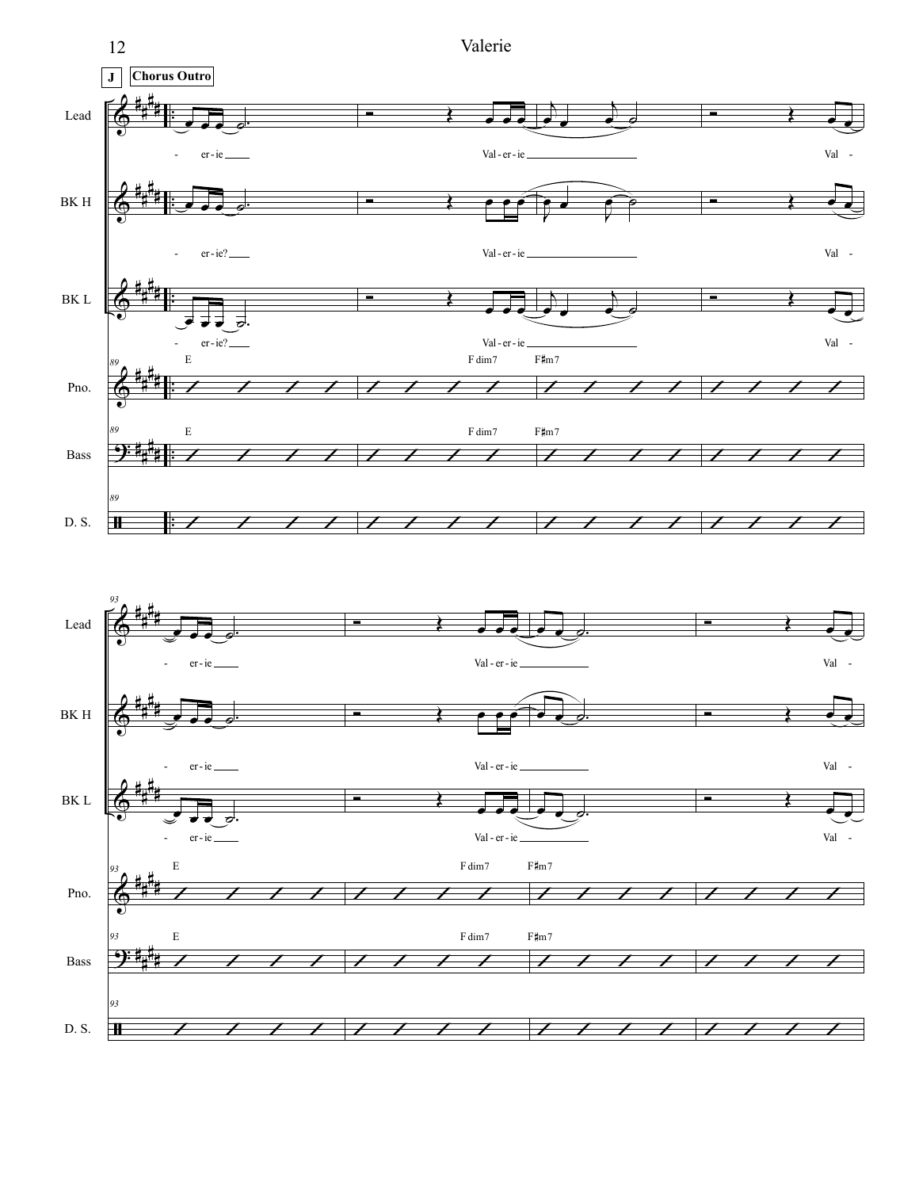**J** **Chorus Outro**

Lead: - er - ie ___ Val - er - ie ___ Val -

BK H: - er - ie? ___ Val - er - ie ___ Val -

BK L: - er - ie? ___ Val - er - ie ___ Val -

89 E F dim7 F♯m7

93

Lead: - er - ie ___ Val - er - ie ___ Val -

BK H: - er - ie ___ Val - er - ie ___ Val -

BK L: - er - ie ___ Val - er - ie ___ Val -

93 E F dim7 F♯m7